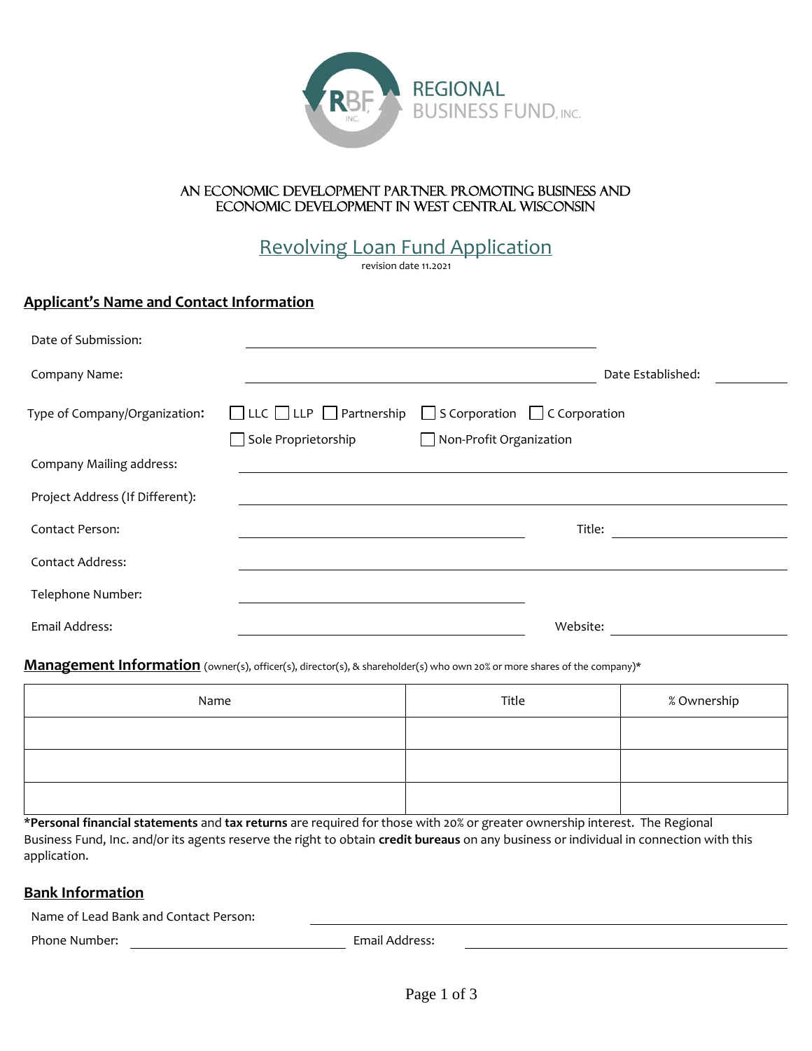**REGIONAL BUSINESS FUND, INC.**

AN ECONOMIC DEVELOPMENT PARTNER PROMOTING BUSINESS AND ECONOMIC DEVELOPMENT IN WEST CENTRAL WISCONSIN

# Revolving Loan Fund Application

revision date 11.2021

## Applicant's Name and Contact Information

Date of Submission: ______________________

Company Name: ______________________ Date Established: __________

Type of Company/Organization: ☐ LLC ☐ LLP ☐ Partnership ☐ S Corporation ☐ C Corporation ☐ Sole Proprietorship ☐ Non-Profit Organization

Company Mailing address: ______________________

Project Address (If Different): ______________________

Contact Person: ______________________ Title: __________

Contact Address: ______________________

Telephone Number: ______________________

Email Address: ______________________ Website: __________

## Management Information (owner(s), officer(s), director(s), & shareholder(s) who own 20% or more shares of the company)*

| Name | Title | % Ownership |
|---|---|---|
| | | |
| | | |
| | | |

***Personal financial statements** and **tax returns** are required for those with 20% or greater ownership interest. The Regional Business Fund, Inc. and/or its agents reserve the right to obtain **credit bureaus** on any business or individual in connection with this application.

## Bank Information

Name of Lead Bank and Contact Person: ______________________

Phone Number: ______________________ Email Address: ______________________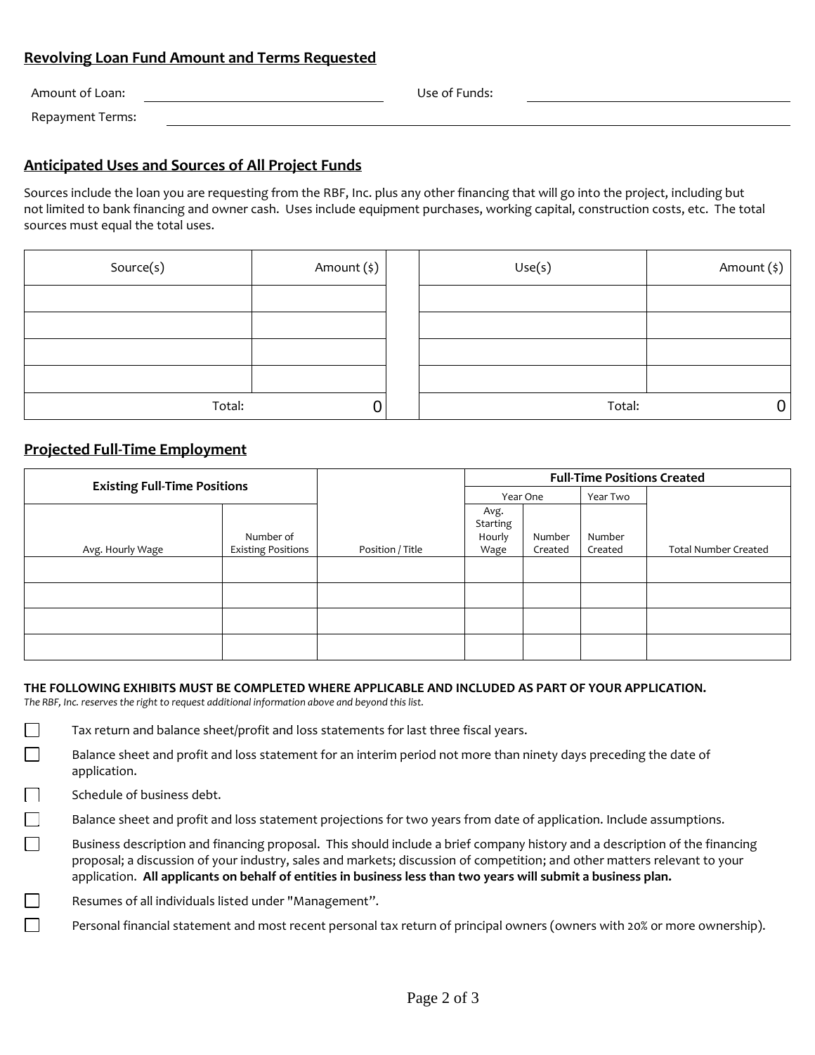## Revolving Loan Fund Amount and Terms Requested

Amount of Loan: ______________________ Use of Funds: ______________________

Repayment Terms: ______________________________________________

## Anticipated Uses and Sources of All Project Funds

Sources include the loan you are requesting from the RBF, Inc. plus any other financing that will go into the project, including but not limited to bank financing and owner cash. Uses include equipment purchases, working capital, construction costs, etc. The total sources must equal the total uses.

| Source(s) | Amount ($) |
|---|---|
| | |
| | |
| | |
| | |
| Total: | 0 |

| Use(s) | Amount ($) |
|---|---|
| | |
| | |
| | |
| | |
| Total: | 0 |

## Projected Full-Time Employment

| Existing Full-Time Positions | | | Full-Time Positions Created | | | |
|---|---|---|---|---|---|---|
| | | | Year One | | Year Two | |
| Avg. Hourly Wage | Number of Existing Positions | Position / Title | Avg. Starting Hourly Wage | Number Created | Number Created | Total Number Created |
| | | | | | | |
| | | | | | | |
| | | | | | | |
| | | | | | | |

**THE FOLLOWING EXHIBITS MUST BE COMPLETED WHERE APPLICABLE AND INCLUDED AS PART OF YOUR APPLICATION.**

*The RBF, Inc. reserves the right to request additional information above and beyond this list.*

- ☐ Tax return and balance sheet/profit and loss statements for last three fiscal years.
- ☐ Balance sheet and profit and loss statement for an interim period not more than ninety days preceding the date of application.
- ☐ Schedule of business debt.
- ☐ Balance sheet and profit and loss statement projections for two years from date of application. Include assumptions.
- ☐ Business description and financing proposal. This should include a brief company history and a description of the financing proposal; a discussion of your industry, sales and markets; discussion of competition; and other matters relevant to your application. **All applicants on behalf of entities in business less than two years will submit a business plan.**
- ☐ Resumes of all individuals listed under "Management".
- ☐ Personal financial statement and most recent personal tax return of principal owners (owners with 20% or more ownership).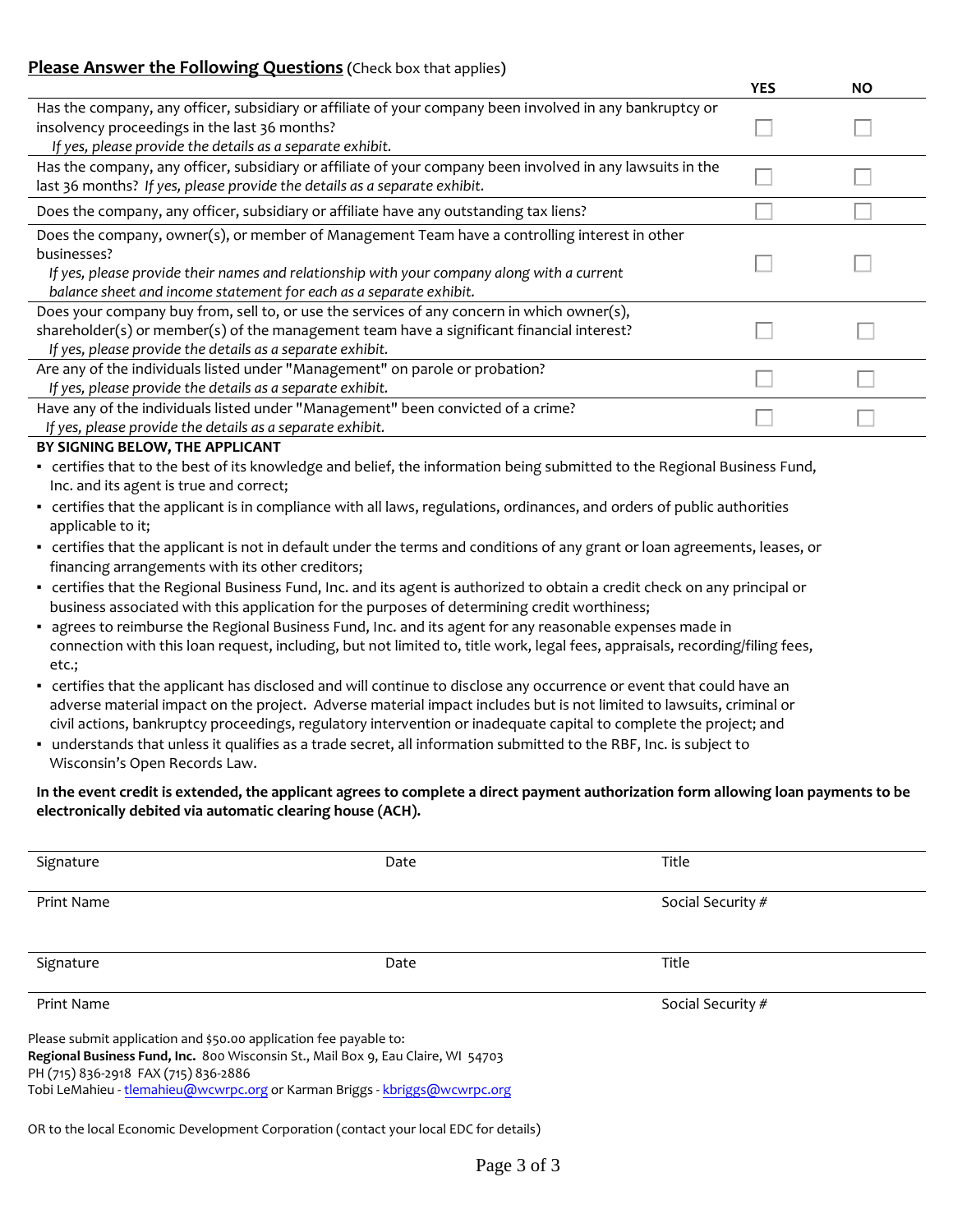**Please Answer the Following Questions** (Check box that applies)

| | YES | NO |
|---|---|---|
| Has the company, any officer, subsidiary or affiliate of your company been involved in any bankruptcy or insolvency proceedings in the last 36 months? *If yes, please provide the details as a separate exhibit.* | ☐ | ☐ |
| Has the company, any officer, subsidiary or affiliate of your company been involved in any lawsuits in the last 36 months? *If yes, please provide the details as a separate exhibit.* | ☐ | ☐ |
| Does the company, any officer, subsidiary or affiliate have any outstanding tax liens? | ☐ | ☐ |
| Does the company, owner(s), or member of Management Team have a controlling interest in other businesses? *If yes, please provide their names and relationship with your company along with a current balance sheet and income statement for each as a separate exhibit.* | ☐ | ☐ |
| Does your company buy from, sell to, or use the services of any concern in which owner(s), shareholder(s) or member(s) of the management team have a significant financial interest? *If yes, please provide the details as a separate exhibit.* | ☐ | ☐ |
| Are any of the individuals listed under "Management" on parole or probation? *If yes, please provide the details as a separate exhibit.* | ☐ | ☐ |
| Have any of the individuals listed under "Management" been convicted of a crime? *If yes, please provide the details as a separate exhibit.* | ☐ | ☐ |

**BY SIGNING BELOW, THE APPLICANT**

- certifies that to the best of its knowledge and belief, the information being submitted to the Regional Business Fund, Inc. and its agent is true and correct;
- certifies that the applicant is in compliance with all laws, regulations, ordinances, and orders of public authorities applicable to it;
- certifies that the applicant is not in default under the terms and conditions of any grant or loan agreements, leases, or financing arrangements with its other creditors;
- certifies that the Regional Business Fund, Inc. and its agent is authorized to obtain a credit check on any principal or business associated with this application for the purposes of determining credit worthiness;
- agrees to reimburse the Regional Business Fund, Inc. and its agent for any reasonable expenses made in connection with this loan request, including, but not limited to, title work, legal fees, appraisals, recording/filing fees, etc.;
- certifies that the applicant has disclosed and will continue to disclose any occurrence or event that could have an adverse material impact on the project. Adverse material impact includes but is not limited to lawsuits, criminal or civil actions, bankruptcy proceedings, regulatory intervention or inadequate capital to complete the project; and
- understands that unless it qualifies as a trade secret, all information submitted to the RBF, Inc. is subject to Wisconsin's Open Records Law.

**In the event credit is extended, the applicant agrees to complete a direct payment authorization form allowing loan payments to be electronically debited via automatic clearing house (ACH).**

| | | |
|---|---|---|
| Signature | Date | Title |
| Print Name | | Social Security # |
| Signature | Date | Title |
| Print Name | | Social Security # |

Please submit application and $50.00 application fee payable to:
**Regional Business Fund, Inc.** 800 Wisconsin St., Mail Box 9, Eau Claire, WI 54703
PH (715) 836-2918 FAX (715) 836-2886
Tobi LeMahieu - tlemahieu@wcwrpc.org or Karman Briggs - kbriggs@wcwrpc.org

OR to the local Economic Development Corporation (contact your local EDC for details)